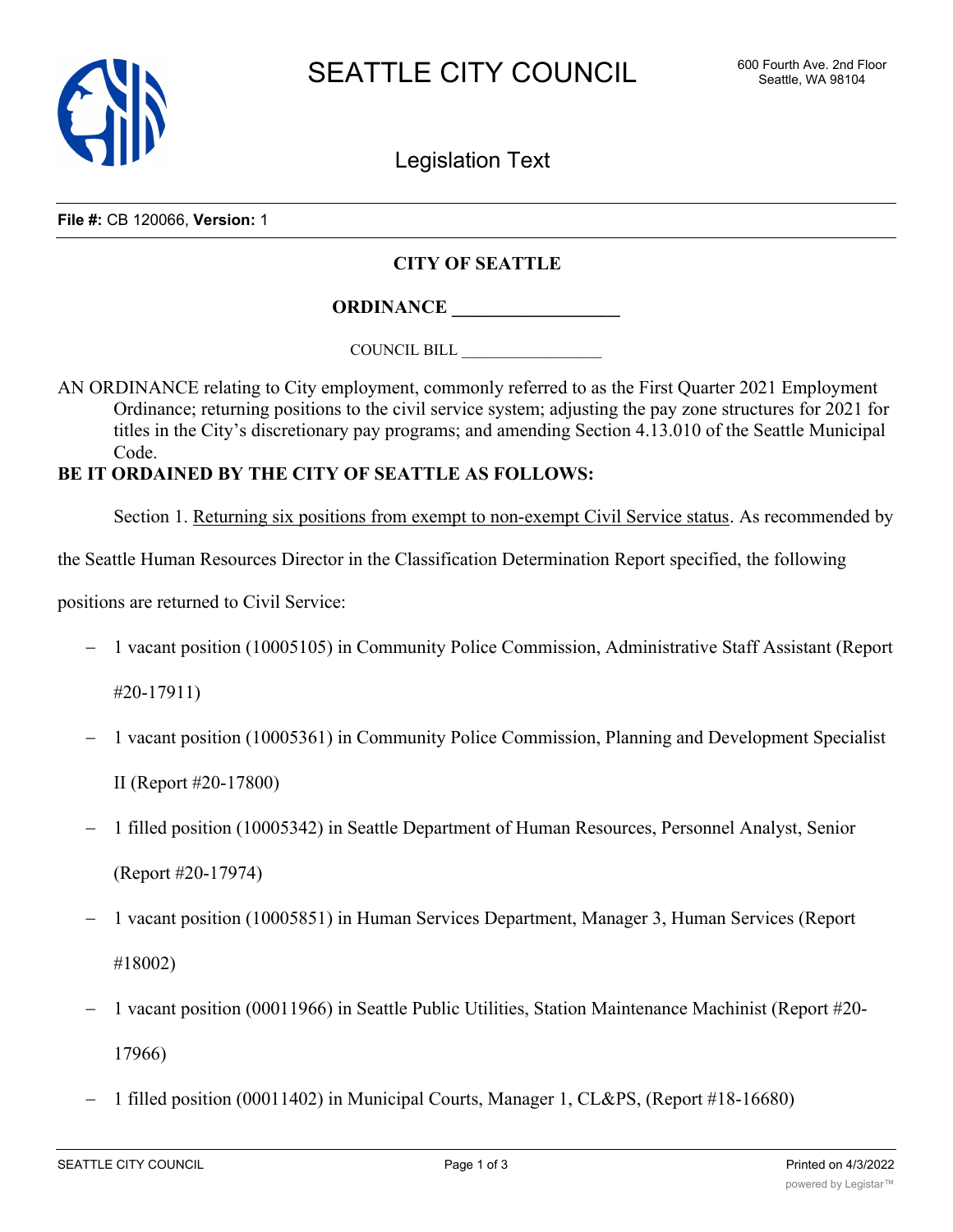SEATTLE CITY COUNCIL

600 Fourth Ave. 2nd Floor
Seattle, WA 98104

Legislation Text

**File #:** CB 120066, **Version:** 1

**CITY OF SEATTLE**

**ORDINANCE \_\_\_\_\_\_\_\_\_\_\_\_\_\_\_\_\_\_**

COUNCIL BILL \_\_\_\_\_\_\_\_\_\_\_\_\_\_\_\_\_\_

AN ORDINANCE relating to City employment, commonly referred to as the First Quarter 2021 Employment Ordinance; returning positions to the civil service system; adjusting the pay zone structures for 2021 for titles in the City's discretionary pay programs; and amending Section 4.13.010 of the Seattle Municipal Code.

**BE IT ORDAINED BY THE CITY OF SEATTLE AS FOLLOWS:**

Section 1. Returning six positions from exempt to non-exempt Civil Service status. As recommended by the Seattle Human Resources Director in the Classification Determination Report specified, the following positions are returned to Civil Service:

- 1 vacant position (10005105) in Community Police Commission, Administrative Staff Assistant (Report #20-17911)
- 1 vacant position (10005361) in Community Police Commission, Planning and Development Specialist II (Report #20-17800)
- 1 filled position (10005342) in Seattle Department of Human Resources, Personnel Analyst, Senior (Report #20-17974)
- 1 vacant position (10005851) in Human Services Department, Manager 3, Human Services (Report #18002)
- 1 vacant position (00011966) in Seattle Public Utilities, Station Maintenance Machinist (Report #20-17966)
- 1 filled position (00011402) in Municipal Courts, Manager 1, CL&PS, (Report #18-16680)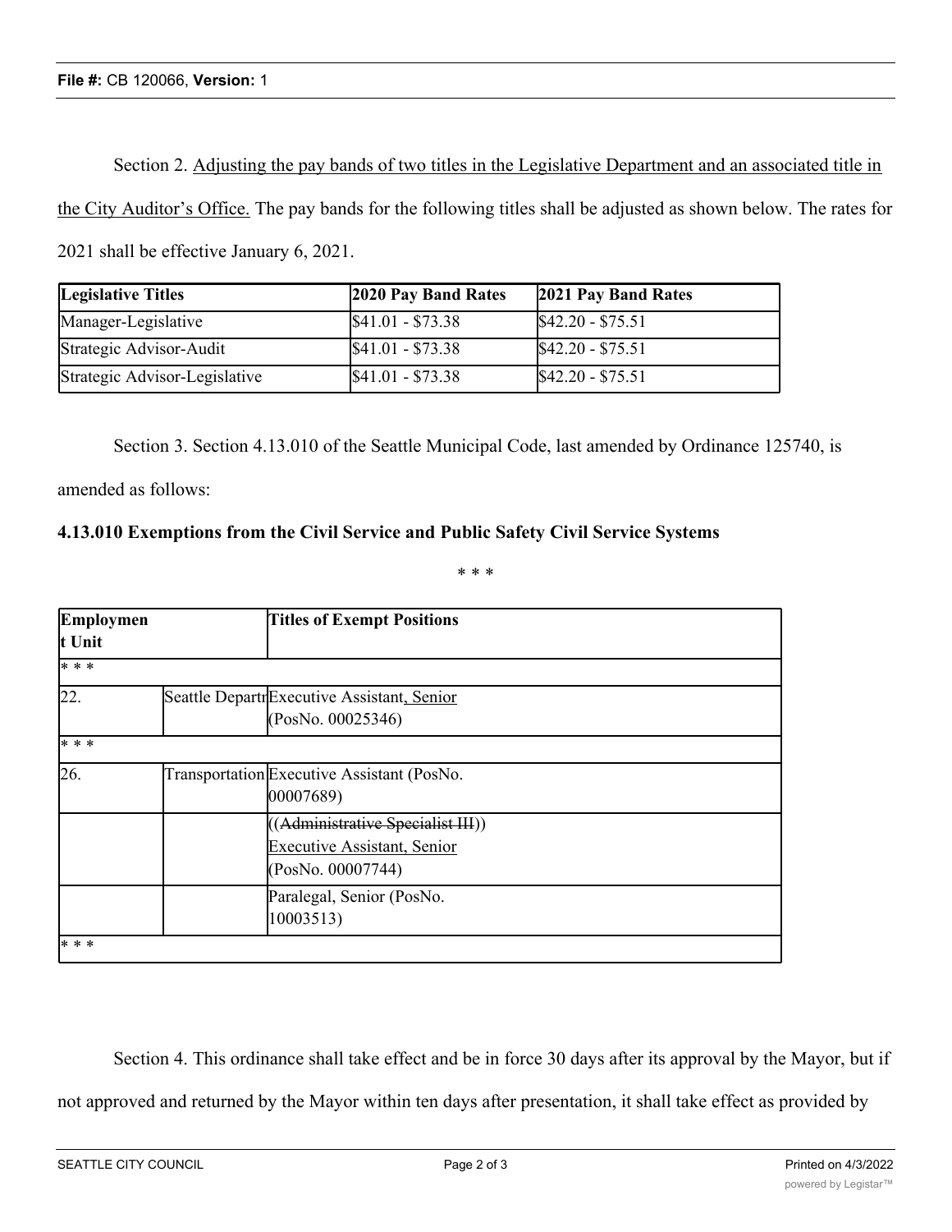Section 2. Adjusting the pay bands of two titles in the Legislative Department and an associated title in the City Auditor's Office. The pay bands for the following titles shall be adjusted as shown below. The rates for 2021 shall be effective January 6, 2021.

| Legislative Titles | 2020 Pay Band Rates | 2021 Pay Band Rates |
| --- | --- | --- |
| Manager-Legislative | $41.01 - $73.38 | $42.20 - $75.51 |
| Strategic Advisor-Audit | $41.01 - $73.38 | $42.20 - $75.51 |
| Strategic Advisor-Legislative | $41.01 - $73.38 | $42.20 - $75.51 |

Section 3. Section 4.13.010 of the Seattle Municipal Code, last amended by Ordinance 125740, is amended as follows:

**4.13.010 Exemptions from the Civil Service and Public Safety Civil Service Systems**

\* \* \*

| Employment Unit | | Titles of Exempt Positions |
| --- | --- | --- |
| * * * | | |
| 22. | Seattle Departr | Executive Assistant, Senior (PosNo. 00025346) |
| * * * | | |
| 26. | Transportation | Executive Assistant (PosNo. 00007689) |
| | | ~~((Administrative Specialist III))~~ Executive Assistant, Senior (PosNo. 00007744) |
| | | Paralegal, Senior (PosNo. 10003513) |
| * * * | | |

Section 4. This ordinance shall take effect and be in force 30 days after its approval by the Mayor, but if not approved and returned by the Mayor within ten days after presentation, it shall take effect as provided by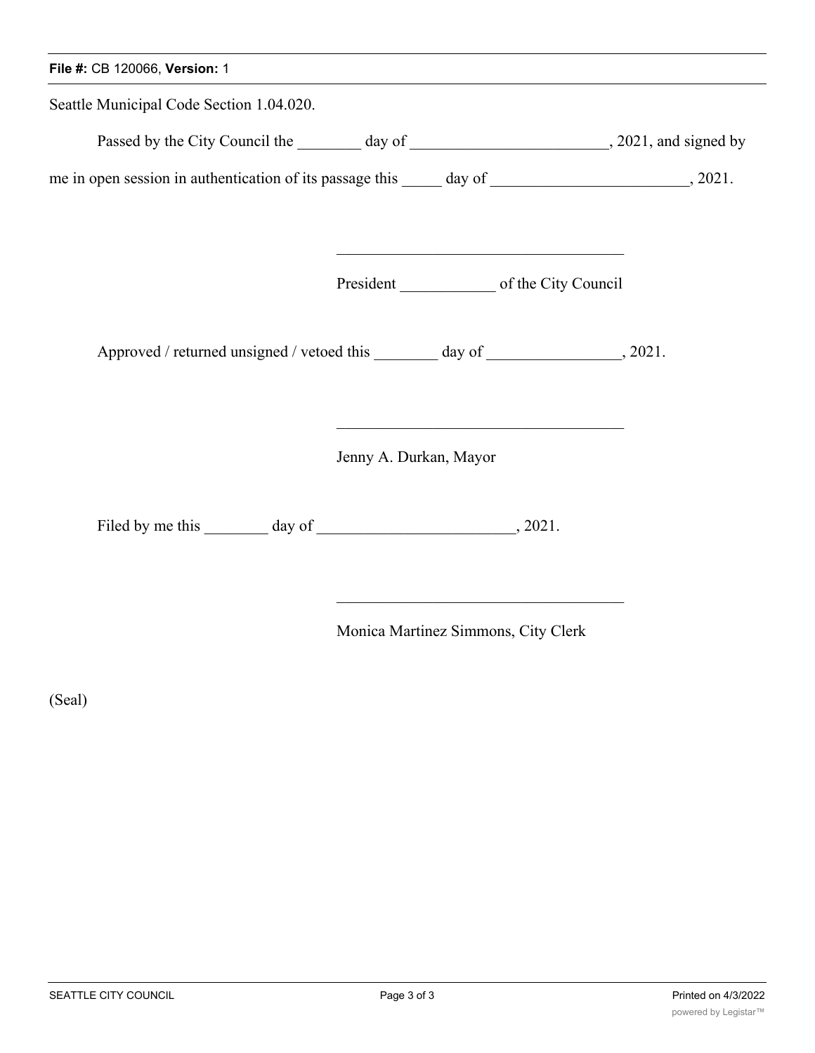Seattle Municipal Code Section 1.04.020.

Passed by the City Council the ________ day of _________________________, 2021, and signed by me in open session in authentication of its passage this _____ day of _________________________, 2021.

____________________________________

President ____________ of the City Council

Approved / returned unsigned / vetoed this ________ day of _________________, 2021.

____________________________________

Jenny A. Durkan, Mayor

Filed by me this ________ day of _________________________, 2021.

____________________________________

Monica Martinez Simmons, City Clerk

(Seal)